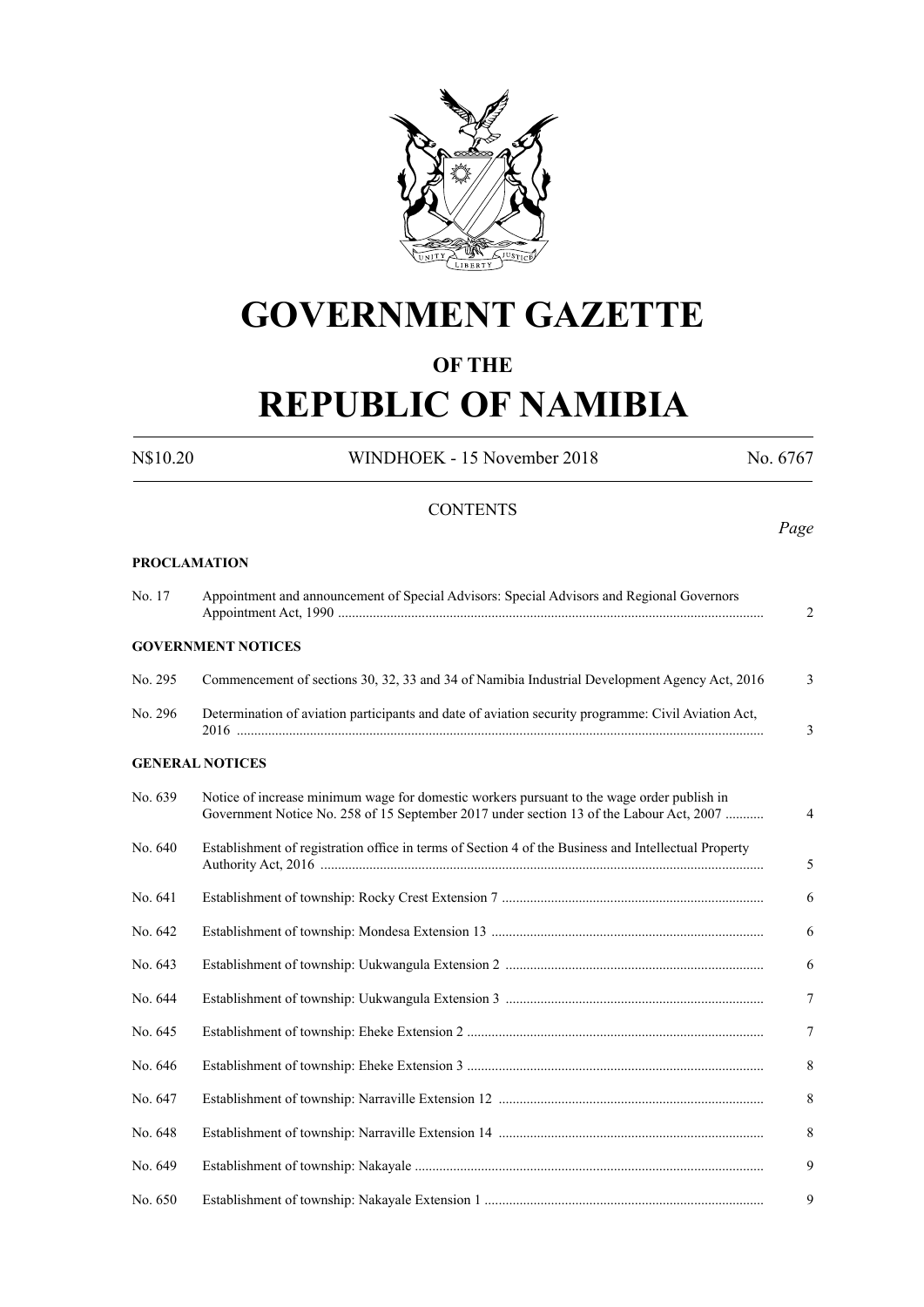# GOVERNMENT GAZETTE

## OF THE

# REPUBLIC OF NAMIBIA

N$10.20 WINDHOEK - 15 November 2018 No. 6767

## CONTENTS

*Page*

**PROCLAMATION**

| | | |
|---|---|---|
| No. 17 | Appointment and announcement of Special Advisors: Special Advisors and Regional Governors Appointment Act, 1990 | 2 |

**GOVERNMENT NOTICES**

| | | |
|---|---|---|
| No. 295 | Commencement of sections 30, 32, 33 and 34 of Namibia Industrial Development Agency Act, 2016 | 3 |
| No. 296 | Determination of aviation participants and date of aviation security programme: Civil Aviation Act, 2016 | 3 |

**GENERAL NOTICES**

| | | |
|---|---|---|
| No. 639 | Notice of increase minimum wage for domestic workers pursuant to the wage order publish in Government Notice No. 258 of 15 September 2017 under section 13 of the Labour Act, 2007 | 4 |
| No. 640 | Establishment of registration office in terms of Section 4 of the Business and Intellectual Property Authority Act, 2016 | 5 |
| No. 641 | Establishment of township: Rocky Crest Extension 7 | 6 |
| No. 642 | Establishment of township: Mondesa Extension 13 | 6 |
| No. 643 | Establishment of township: Uukwangula Extension 2 | 6 |
| No. 644 | Establishment of township: Uukwangula Extension 3 | 7 |
| No. 645 | Establishment of township: Eheke Extension 2 | 7 |
| No. 646 | Establishment of township: Eheke Extension 3 | 8 |
| No. 647 | Establishment of township: Narraville Extension 12 | 8 |
| No. 648 | Establishment of township: Narraville Extension 14 | 8 |
| No. 649 | Establishment of township: Nakayale | 9 |
| No. 650 | Establishment of township: Nakayale Extension 1 | 9 |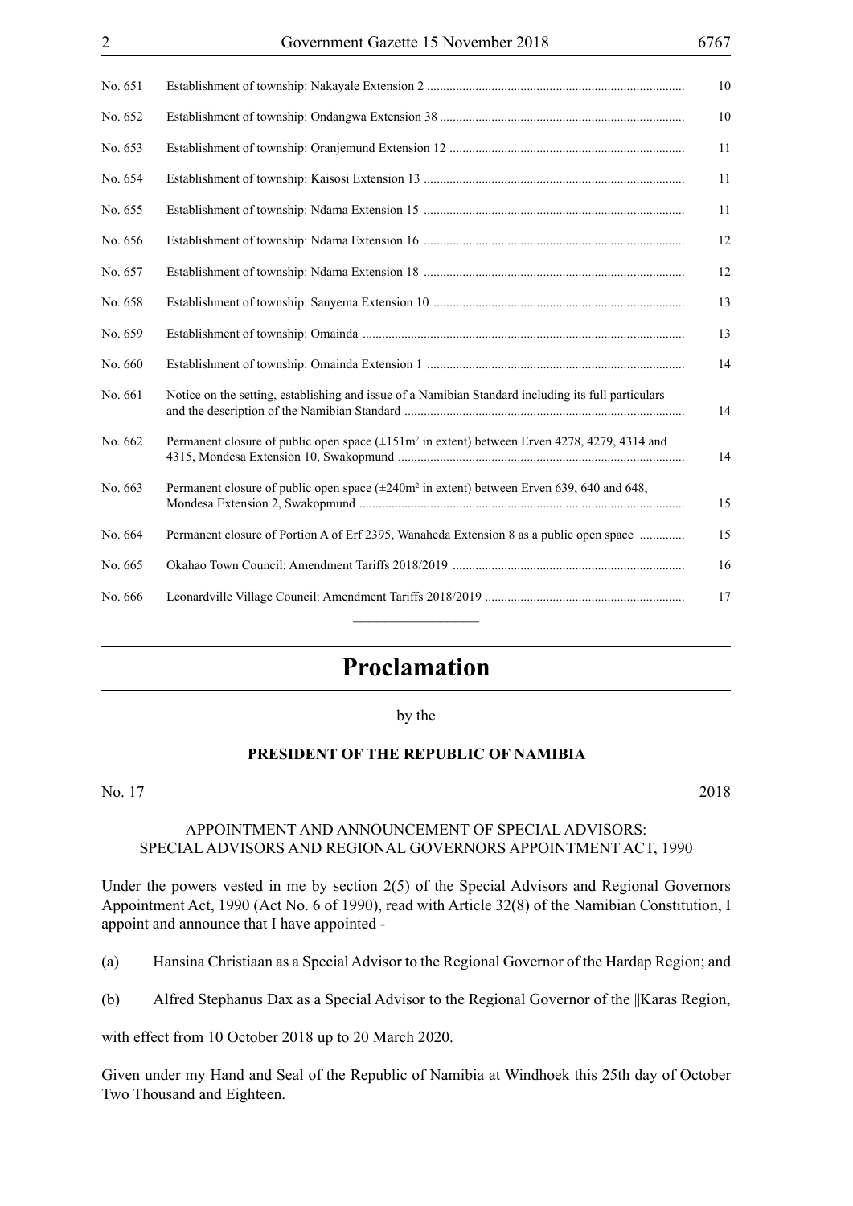| | | |
|---|---|---|
| No. 651 | Establishment of township: Nakayale Extension 2 | 10 |
| No. 652 | Establishment of township: Ondangwa Extension 38 | 10 |
| No. 653 | Establishment of township: Oranjemund Extension 12 | 11 |
| No. 654 | Establishment of township: Kaisosi Extension 13 | 11 |
| No. 655 | Establishment of township: Ndama Extension 15 | 11 |
| No. 656 | Establishment of township: Ndama Extension 16 | 12 |
| No. 657 | Establishment of township: Ndama Extension 18 | 12 |
| No. 658 | Establishment of township: Sauyema Extension 10 | 13 |
| No. 659 | Establishment of township: Omainda | 13 |
| No. 660 | Establishment of township: Omainda Extension 1 | 14 |
| No. 661 | Notice on the setting, establishing and issue of a Namibian Standard including its full particulars and the description of the Namibian Standard | 14 |
| No. 662 | Permanent closure of public open space (±151m$^2$ in extent) between Erven 4278, 4279, 4314 and 4315, Mondesa Extension 10, Swakopmund | 14 |
| No. 663 | Permanent closure of public open space (±240m$^2$ in extent) between Erven 639, 640 and 648, Mondesa Extension 2, Swakopmund | 15 |
| No. 664 | Permanent closure of Portion A of Erf 2395, Wanaheda Extension 8 as a public open space | 15 |
| No. 665 | Okahao Town Council: Amendment Tariffs 2018/2019 | 16 |
| No. 666 | Leonardville Village Council: Amendment Tariffs 2018/2019 | 17 |

# Proclamation

by the

**PRESIDENT OF THE REPUBLIC OF NAMIBIA**

No. 17 2018

APPOINTMENT AND ANNOUNCEMENT OF SPECIAL ADVISORS: SPECIAL ADVISORS AND REGIONAL GOVERNORS APPOINTMENT ACT, 1990

Under the powers vested in me by section 2(5) of the Special Advisors and Regional Governors Appointment Act, 1990 (Act No. 6 of 1990), read with Article 32(8) of the Namibian Constitution, I appoint and announce that I have appointed -

(a) Hansina Christiaan as a Special Advisor to the Regional Governor of the Hardap Region; and

(b) Alfred Stephanus Dax as a Special Advisor to the Regional Governor of the ||Karas Region,

with effect from 10 October 2018 up to 20 March 2020.

Given under my Hand and Seal of the Republic of Namibia at Windhoek this 25th day of October Two Thousand and Eighteen.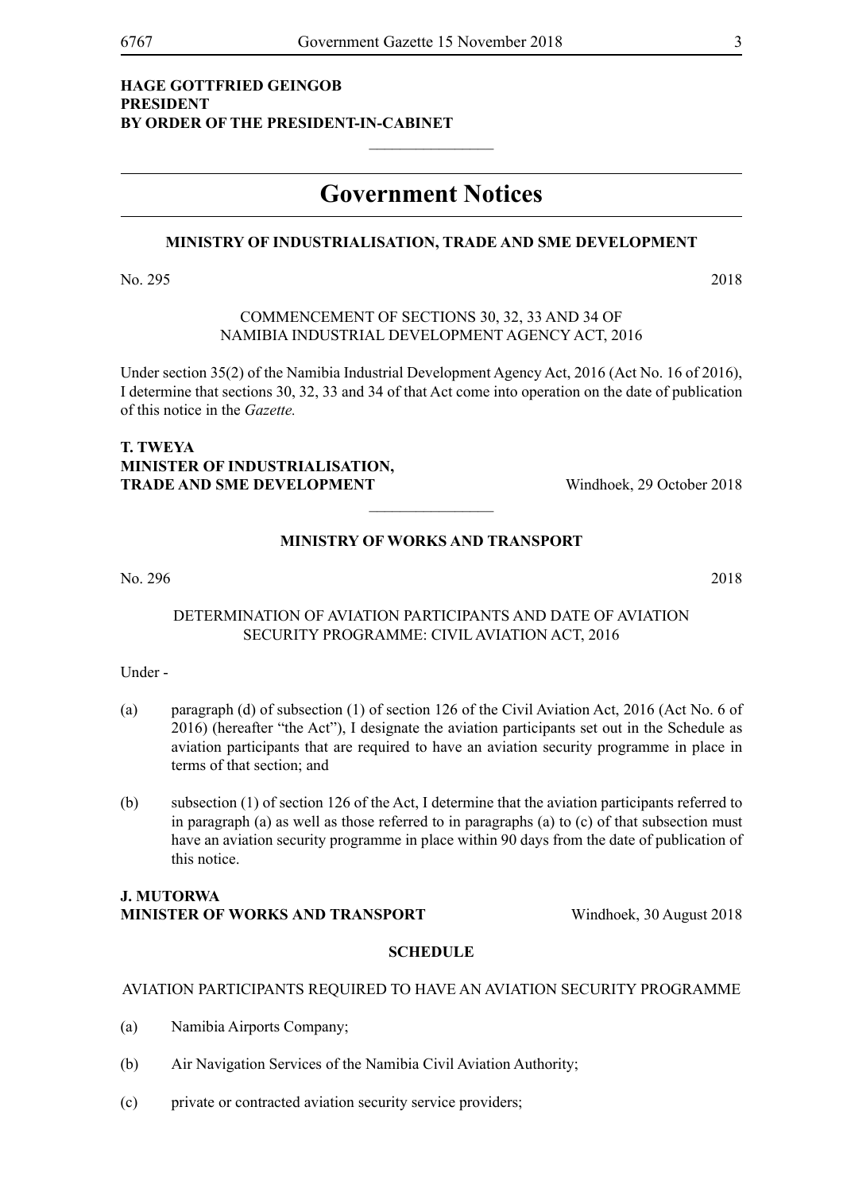**HAGE GOTTFRIED GEINGOB**
**PRESIDENT**
**BY ORDER OF THE PRESIDENT-IN-CABINET**

---

# Government Notices

## MINISTRY OF INDUSTRIALISATION, TRADE AND SME DEVELOPMENT

No. 295 2018

COMMENCEMENT OF SECTIONS 30, 32, 33 AND 34 OF NAMIBIA INDUSTRIAL DEVELOPMENT AGENCY ACT, 2016

Under section 35(2) of the Namibia Industrial Development Agency Act, 2016 (Act No. 16 of 2016), I determine that sections 30, 32, 33 and 34 of that Act come into operation on the date of publication of this notice in the *Gazette.*

**T. TWEYA**
**MINISTER OF INDUSTRIALISATION,**
**TRADE AND SME DEVELOPMENT** Windhoek, 29 October 2018

---

## MINISTRY OF WORKS AND TRANSPORT

No. 296 2018

DETERMINATION OF AVIATION PARTICIPANTS AND DATE OF AVIATION SECURITY PROGRAMME: CIVIL AVIATION ACT, 2016

Under -

(a) paragraph (d) of subsection (1) of section 126 of the Civil Aviation Act, 2016 (Act No. 6 of 2016) (hereafter "the Act"), I designate the aviation participants set out in the Schedule as aviation participants that are required to have an aviation security programme in place in terms of that section; and

(b) subsection (1) of section 126 of the Act, I determine that the aviation participants referred to in paragraph (a) as well as those referred to in paragraphs (a) to (c) of that subsection must have an aviation security programme in place within 90 days from the date of publication of this notice.

**J. MUTORWA**
**MINISTER OF WORKS AND TRANSPORT** Windhoek, 30 August 2018

**SCHEDULE**

AVIATION PARTICIPANTS REQUIRED TO HAVE AN AVIATION SECURITY PROGRAMME

(a) Namibia Airports Company;

(b) Air Navigation Services of the Namibia Civil Aviation Authority;

(c) private or contracted aviation security service providers;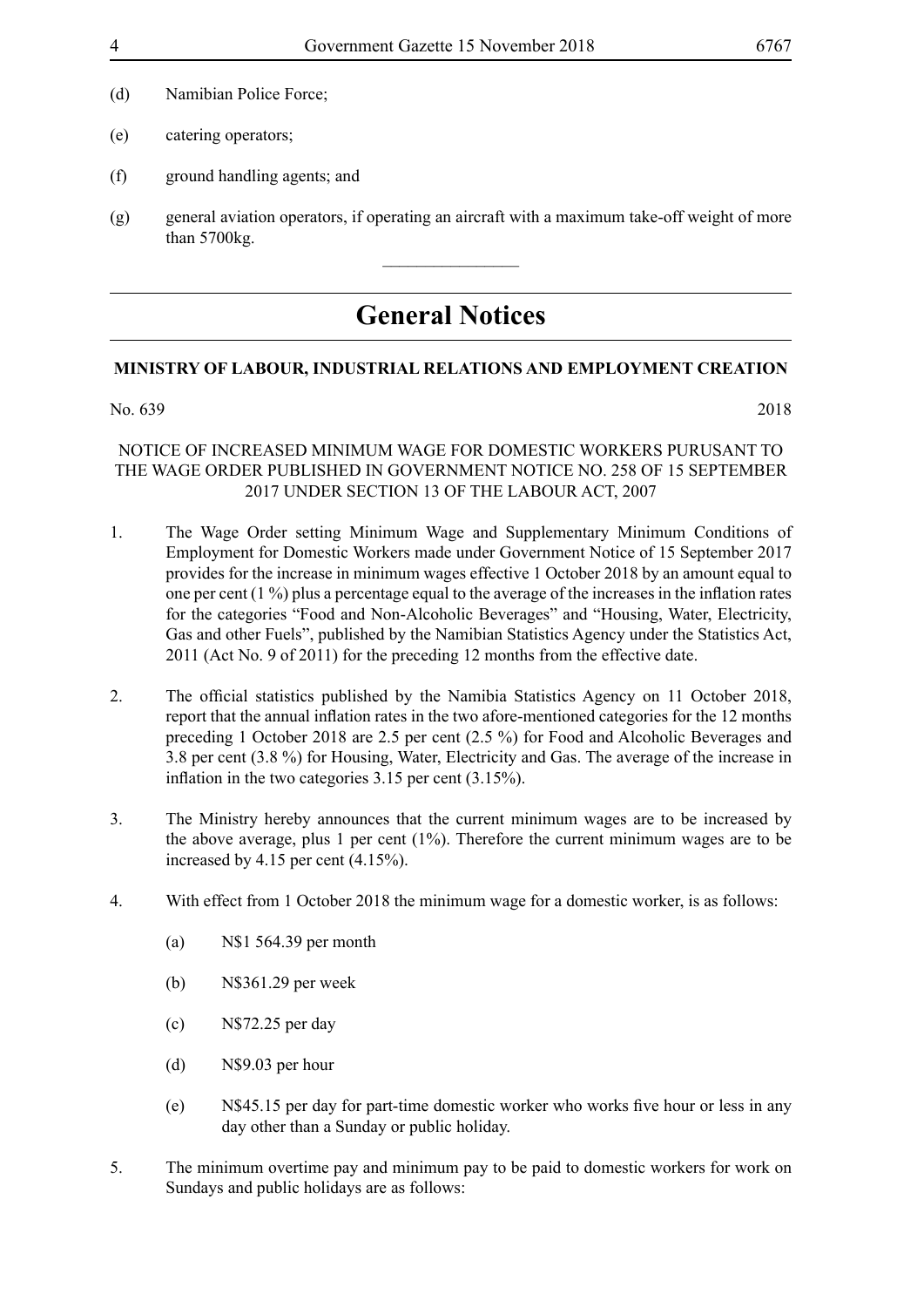(d) Namibian Police Force;

(e) catering operators;

(f) ground handling agents; and

(g) general aviation operators, if operating an aircraft with a maximum take-off weight of more than 5700kg.

---

# General Notices

## MINISTRY OF LABOUR, INDUSTRIAL RELATIONS AND EMPLOYMENT CREATION

No. 639 2018

NOTICE OF INCREASED MINIMUM WAGE FOR DOMESTIC WORKERS PURUSANT TO THE WAGE ORDER PUBLISHED IN GOVERNMENT NOTICE NO. 258 OF 15 SEPTEMBER 2017 UNDER SECTION 13 OF THE LABOUR ACT, 2007

1. The Wage Order setting Minimum Wage and Supplementary Minimum Conditions of Employment for Domestic Workers made under Government Notice of 15 September 2017 provides for the increase in minimum wages effective 1 October 2018 by an amount equal to one per cent (1 %) plus a percentage equal to the average of the increases in the inflation rates for the categories "Food and Non-Alcoholic Beverages" and "Housing, Water, Electricity, Gas and other Fuels", published by the Namibian Statistics Agency under the Statistics Act, 2011 (Act No. 9 of 2011) for the preceding 12 months from the effective date.

2. The official statistics published by the Namibia Statistics Agency on 11 October 2018, report that the annual inflation rates in the two afore-mentioned categories for the 12 months preceding 1 October 2018 are 2.5 per cent (2.5 %) for Food and Alcoholic Beverages and 3.8 per cent (3.8 %) for Housing, Water, Electricity and Gas. The average of the increase in inflation in the two categories 3.15 per cent (3.15%).

3. The Ministry hereby announces that the current minimum wages are to be increased by the above average, plus 1 per cent (1%). Therefore the current minimum wages are to be increased by 4.15 per cent (4.15%).

4. With effect from 1 October 2018 the minimum wage for a domestic worker, is as follows:

   (a) N$1 564.39 per month

   (b) N$361.29 per week

   (c) N$72.25 per day

   (d) N$9.03 per hour

   (e) N$45.15 per day for part-time domestic worker who works five hour or less in any day other than a Sunday or public holiday.

5. The minimum overtime pay and minimum pay to be paid to domestic workers for work on Sundays and public holidays are as follows: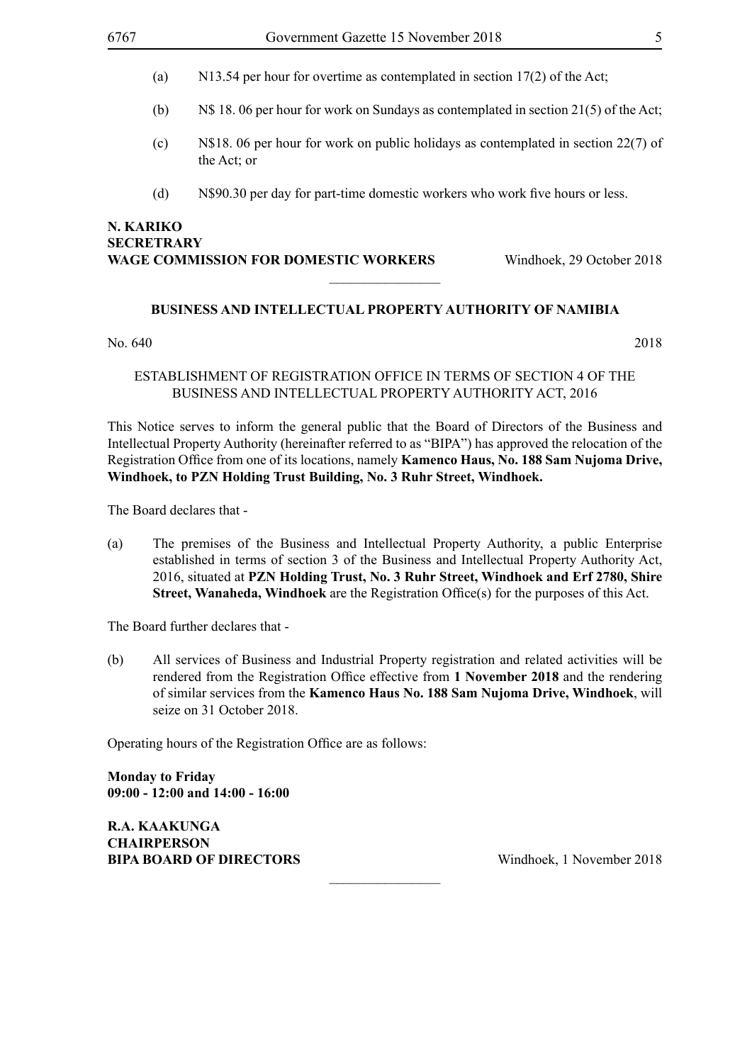(a) N13.54 per hour for overtime as contemplated in section 17(2) of the Act;

(b) N$ 18. 06 per hour for work on Sundays as contemplated in section 21(5) of the Act;

(c) N$18. 06 per hour for work on public holidays as contemplated in section 22(7) of the Act; or

(d) N$90.30 per day for part-time domestic workers who work five hours or less.

**N. KARIKO**
**SECRETRARY**
**WAGE COMMISSION FOR DOMESTIC WORKERS** Windhoek, 29 October 2018

---

### BUSINESS AND INTELLECTUAL PROPERTY AUTHORITY OF NAMIBIA

No. 640 2018

ESTABLISHMENT OF REGISTRATION OFFICE IN TERMS OF SECTION 4 OF THE BUSINESS AND INTELLECTUAL PROPERTY AUTHORITY ACT, 2016

This Notice serves to inform the general public that the Board of Directors of the Business and Intellectual Property Authority (hereinafter referred to as "BIPA") has approved the relocation of the Registration Office from one of its locations, namely **Kamenco Haus, No. 188 Sam Nujoma Drive, Windhoek, to PZN Holding Trust Building, No. 3 Ruhr Street, Windhoek.**

The Board declares that -

(a) The premises of the Business and Intellectual Property Authority, a public Enterprise established in terms of section 3 of the Business and Intellectual Property Authority Act, 2016, situated at **PZN Holding Trust, No. 3 Ruhr Street, Windhoek and Erf 2780, Shire Street, Wanaheda, Windhoek** are the Registration Office(s) for the purposes of this Act.

The Board further declares that -

(b) All services of Business and Industrial Property registration and related activities will be rendered from the Registration Office effective from **1 November 2018** and the rendering of similar services from the **Kamenco Haus No. 188 Sam Nujoma Drive, Windhoek**, will seize on 31 October 2018.

Operating hours of the Registration Office are as follows:

**Monday to Friday**
**09:00 - 12:00 and 14:00 - 16:00**

**R.A. KAAKUNGA**
**CHAIRPERSON**
**BIPA BOARD OF DIRECTORS** Windhoek, 1 November 2018

---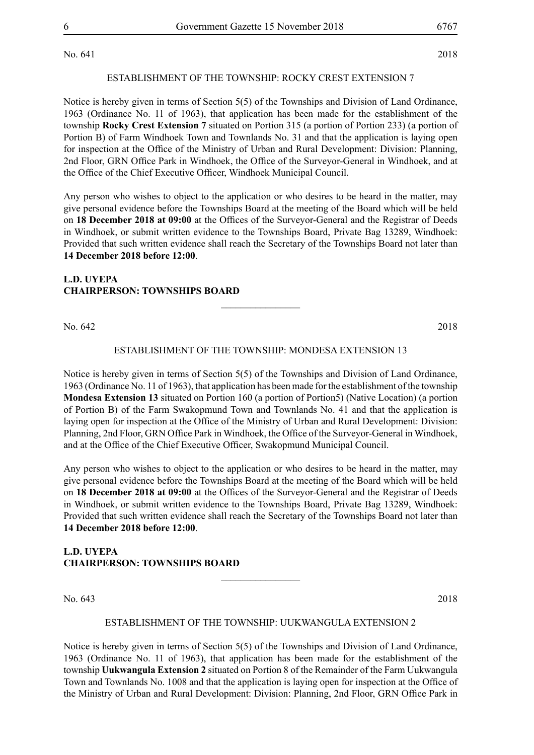No. 641 2018

ESTABLISHMENT OF THE TOWNSHIP: ROCKY CREST EXTENSION 7

Notice is hereby given in terms of Section 5(5) of the Townships and Division of Land Ordinance, 1963 (Ordinance No. 11 of 1963), that application has been made for the establishment of the township **Rocky Crest Extension 7** situated on Portion 315 (a portion of Portion 233) (a portion of Portion B) of Farm Windhoek Town and Townlands No. 31 and that the application is laying open for inspection at the Office of the Ministry of Urban and Rural Development: Division: Planning, 2nd Floor, GRN Office Park in Windhoek, the Office of the Surveyor-General in Windhoek, and at the Office of the Chief Executive Officer, Windhoek Municipal Council.

Any person who wishes to object to the application or who desires to be heard in the matter, may give personal evidence before the Townships Board at the meeting of the Board which will be held on **18 December 2018 at 09:00** at the Offices of the Surveyor-General and the Registrar of Deeds in Windhoek, or submit written evidence to the Townships Board, Private Bag 13289, Windhoek: Provided that such written evidence shall reach the Secretary of the Townships Board not later than **14 December 2018 before 12:00**.

**L.D. UYEPA**
**CHAIRPERSON: TOWNSHIPS BOARD**

---

No. 642 2018

ESTABLISHMENT OF THE TOWNSHIP: MONDESA EXTENSION 13

Notice is hereby given in terms of Section 5(5) of the Townships and Division of Land Ordinance, 1963 (Ordinance No. 11 of 1963), that application has been made for the establishment of the township **Mondesa Extension 13** situated on Portion 160 (a portion of Portion5) (Native Location) (a portion of Portion B) of the Farm Swakopmund Town and Townlands No. 41 and that the application is laying open for inspection at the Office of the Ministry of Urban and Rural Development: Division: Planning, 2nd Floor, GRN Office Park in Windhoek, the Office of the Surveyor-General in Windhoek, and at the Office of the Chief Executive Officer, Swakopmund Municipal Council.

Any person who wishes to object to the application or who desires to be heard in the matter, may give personal evidence before the Townships Board at the meeting of the Board which will be held on **18 December 2018 at 09:00** at the Offices of the Surveyor-General and the Registrar of Deeds in Windhoek, or submit written evidence to the Townships Board, Private Bag 13289, Windhoek: Provided that such written evidence shall reach the Secretary of the Townships Board not later than **14 December 2018 before 12:00**.

**L.D. UYEPA**
**CHAIRPERSON: TOWNSHIPS BOARD**

---

No. 643 2018

ESTABLISHMENT OF THE TOWNSHIP: UUKWANGULA EXTENSION 2

Notice is hereby given in terms of Section 5(5) of the Townships and Division of Land Ordinance, 1963 (Ordinance No. 11 of 1963), that application has been made for the establishment of the township **Uukwangula Extension 2** situated on Portion 8 of the Remainder of the Farm Uukwangula Town and Townlands No. 1008 and that the application is laying open for inspection at the Office of the Ministry of Urban and Rural Development: Division: Planning, 2nd Floor, GRN Office Park in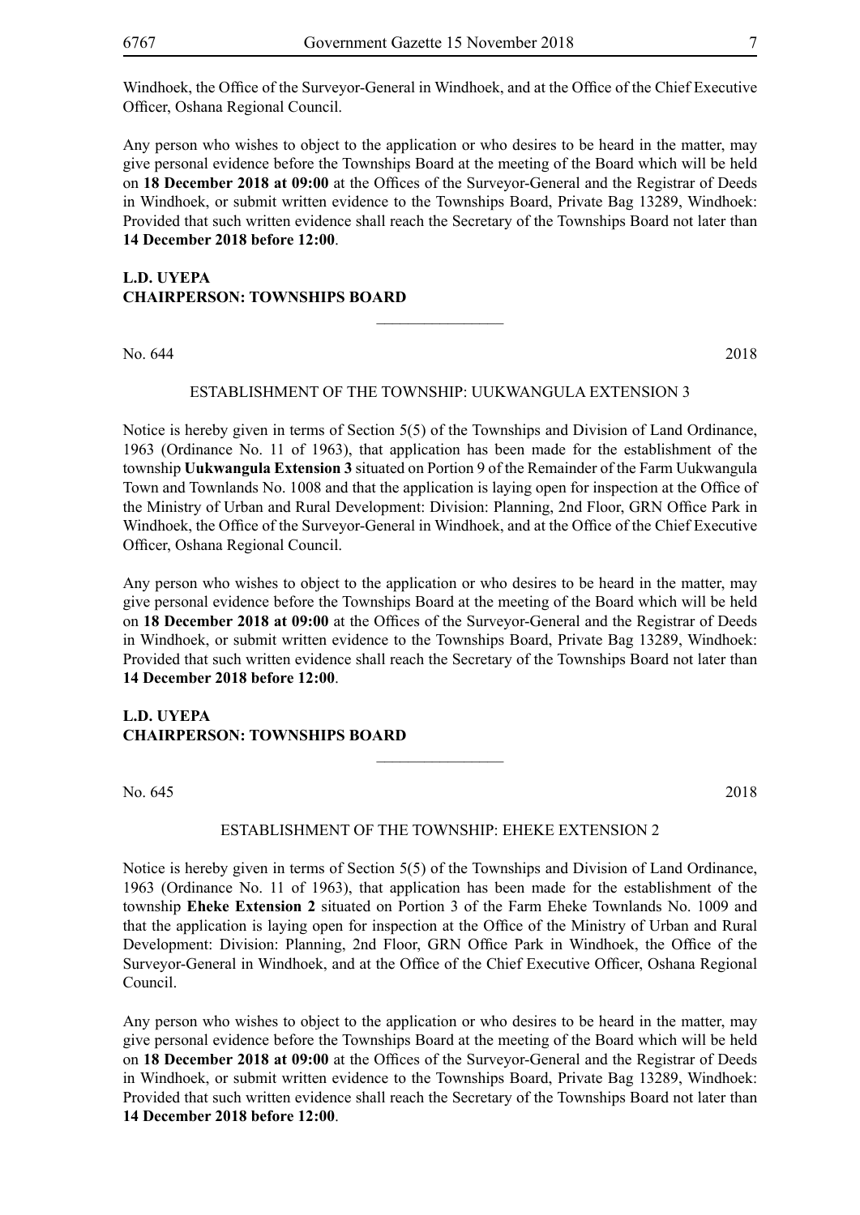Windhoek, the Office of the Surveyor-General in Windhoek, and at the Office of the Chief Executive Officer, Oshana Regional Council.

Any person who wishes to object to the application or who desires to be heard in the matter, may give personal evidence before the Townships Board at the meeting of the Board which will be held on **18 December 2018 at 09:00** at the Offices of the Surveyor-General and the Registrar of Deeds in Windhoek, or submit written evidence to the Townships Board, Private Bag 13289, Windhoek: Provided that such written evidence shall reach the Secretary of the Townships Board not later than **14 December 2018 before 12:00**.

**L.D. UYEPA**
**CHAIRPERSON: TOWNSHIPS BOARD**

---

No. 644 2018

ESTABLISHMENT OF THE TOWNSHIP: UUKWANGULA EXTENSION 3

Notice is hereby given in terms of Section 5(5) of the Townships and Division of Land Ordinance, 1963 (Ordinance No. 11 of 1963), that application has been made for the establishment of the township **Uukwangula Extension 3** situated on Portion 9 of the Remainder of the Farm Uukwangula Town and Townlands No. 1008 and that the application is laying open for inspection at the Office of the Ministry of Urban and Rural Development: Division: Planning, 2nd Floor, GRN Office Park in Windhoek, the Office of the Surveyor-General in Windhoek, and at the Office of the Chief Executive Officer, Oshana Regional Council.

Any person who wishes to object to the application or who desires to be heard in the matter, may give personal evidence before the Townships Board at the meeting of the Board which will be held on **18 December 2018 at 09:00** at the Offices of the Surveyor-General and the Registrar of Deeds in Windhoek, or submit written evidence to the Townships Board, Private Bag 13289, Windhoek: Provided that such written evidence shall reach the Secretary of the Townships Board not later than **14 December 2018 before 12:00**.

**L.D. UYEPA**
**CHAIRPERSON: TOWNSHIPS BOARD**

---

No. 645 2018

ESTABLISHMENT OF THE TOWNSHIP: EHEKE EXTENSION 2

Notice is hereby given in terms of Section 5(5) of the Townships and Division of Land Ordinance, 1963 (Ordinance No. 11 of 1963), that application has been made for the establishment of the township **Eheke Extension 2** situated on Portion 3 of the Farm Eheke Townlands No. 1009 and that the application is laying open for inspection at the Office of the Ministry of Urban and Rural Development: Division: Planning, 2nd Floor, GRN Office Park in Windhoek, the Office of the Surveyor-General in Windhoek, and at the Office of the Chief Executive Officer, Oshana Regional Council.

Any person who wishes to object to the application or who desires to be heard in the matter, may give personal evidence before the Townships Board at the meeting of the Board which will be held on **18 December 2018 at 09:00** at the Offices of the Surveyor-General and the Registrar of Deeds in Windhoek, or submit written evidence to the Townships Board, Private Bag 13289, Windhoek: Provided that such written evidence shall reach the Secretary of the Townships Board not later than **14 December 2018 before 12:00**.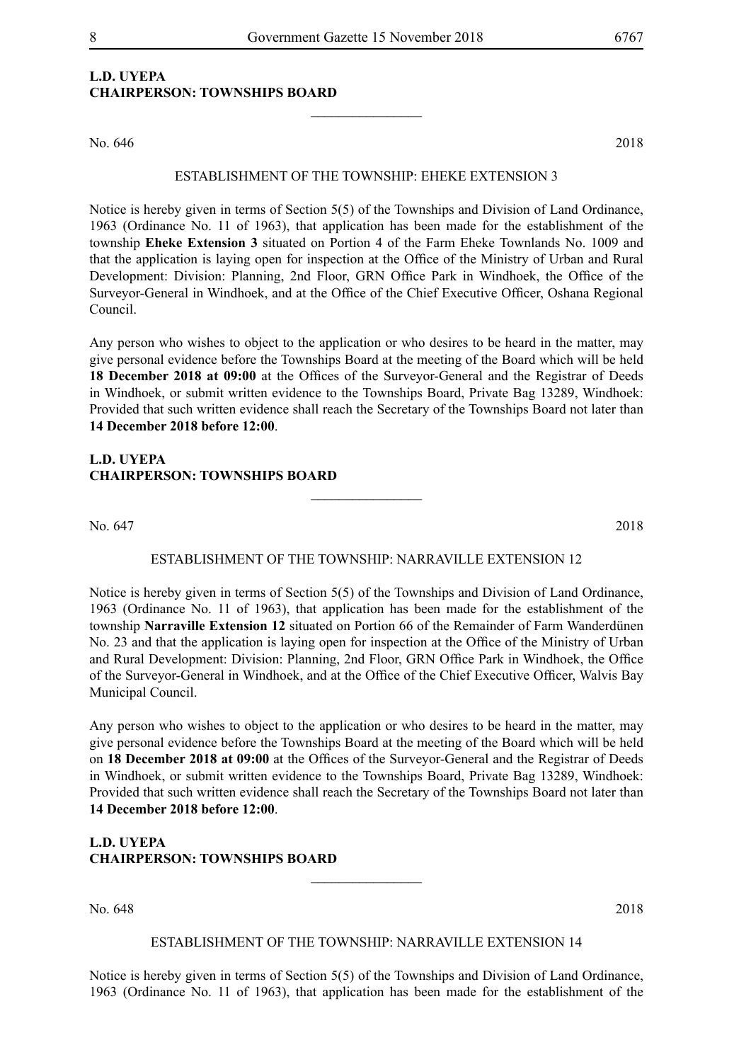**L.D. UYEPA**
**CHAIRPERSON: TOWNSHIPS BOARD**

________________

No. 646 2018

ESTABLISHMENT OF THE TOWNSHIP: EHEKE EXTENSION 3

Notice is hereby given in terms of Section 5(5) of the Townships and Division of Land Ordinance, 1963 (Ordinance No. 11 of 1963), that application has been made for the establishment of the township **Eheke Extension 3** situated on Portion 4 of the Farm Eheke Townlands No. 1009 and that the application is laying open for inspection at the Office of the Ministry of Urban and Rural Development: Division: Planning, 2nd Floor, GRN Office Park in Windhoek, the Office of the Surveyor-General in Windhoek, and at the Office of the Chief Executive Officer, Oshana Regional Council.

Any person who wishes to object to the application or who desires to be heard in the matter, may give personal evidence before the Townships Board at the meeting of the Board which will be held **18 December 2018 at 09:00** at the Offices of the Surveyor-General and the Registrar of Deeds in Windhoek, or submit written evidence to the Townships Board, Private Bag 13289, Windhoek: Provided that such written evidence shall reach the Secretary of the Townships Board not later than **14 December 2018 before 12:00**.

**L.D. UYEPA**
**CHAIRPERSON: TOWNSHIPS BOARD**

________________

No. 647 2018

ESTABLISHMENT OF THE TOWNSHIP: NARRAVILLE EXTENSION 12

Notice is hereby given in terms of Section 5(5) of the Townships and Division of Land Ordinance, 1963 (Ordinance No. 11 of 1963), that application has been made for the establishment of the township **Narraville Extension 12** situated on Portion 66 of the Remainder of Farm Wanderdünen No. 23 and that the application is laying open for inspection at the Office of the Ministry of Urban and Rural Development: Division: Planning, 2nd Floor, GRN Office Park in Windhoek, the Office of the Surveyor-General in Windhoek, and at the Office of the Chief Executive Officer, Walvis Bay Municipal Council.

Any person who wishes to object to the application or who desires to be heard in the matter, may give personal evidence before the Townships Board at the meeting of the Board which will be held on **18 December 2018 at 09:00** at the Offices of the Surveyor-General and the Registrar of Deeds in Windhoek, or submit written evidence to the Townships Board, Private Bag 13289, Windhoek: Provided that such written evidence shall reach the Secretary of the Townships Board not later than **14 December 2018 before 12:00**.

**L.D. UYEPA**
**CHAIRPERSON: TOWNSHIPS BOARD**

________________

No. 648 2018

ESTABLISHMENT OF THE TOWNSHIP: NARRAVILLE EXTENSION 14

Notice is hereby given in terms of Section 5(5) of the Townships and Division of Land Ordinance, 1963 (Ordinance No. 11 of 1963), that application has been made for the establishment of the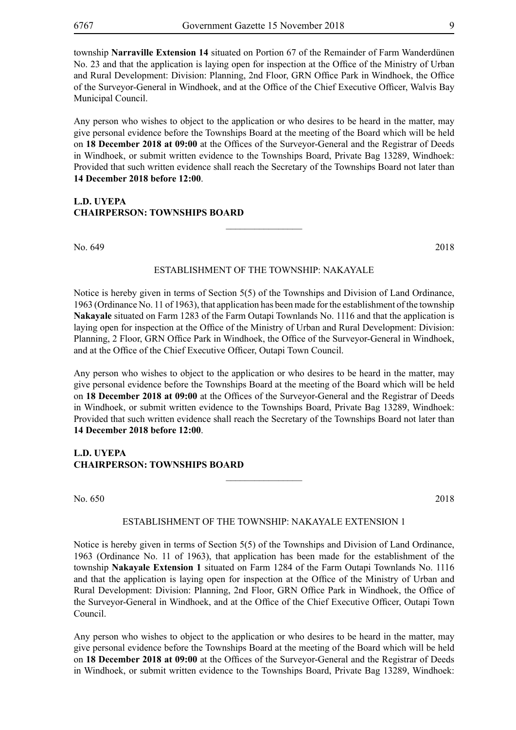township **Narraville Extension 14** situated on Portion 67 of the Remainder of Farm Wanderdünen No. 23 and that the application is laying open for inspection at the Office of the Ministry of Urban and Rural Development: Division: Planning, 2nd Floor, GRN Office Park in Windhoek, the Office of the Surveyor-General in Windhoek, and at the Office of the Chief Executive Officer, Walvis Bay Municipal Council.

Any person who wishes to object to the application or who desires to be heard in the matter, may give personal evidence before the Townships Board at the meeting of the Board which will be held on **18 December 2018 at 09:00** at the Offices of the Surveyor-General and the Registrar of Deeds in Windhoek, or submit written evidence to the Townships Board, Private Bag 13289, Windhoek: Provided that such written evidence shall reach the Secretary of the Townships Board not later than **14 December 2018 before 12:00**.

**L.D. UYEPA**
**CHAIRPERSON: TOWNSHIPS BOARD**

---

No. 649 2018

ESTABLISHMENT OF THE TOWNSHIP: NAKAYALE

Notice is hereby given in terms of Section 5(5) of the Townships and Division of Land Ordinance, 1963 (Ordinance No. 11 of 1963), that application has been made for the establishment of the township **Nakayale** situated on Farm 1283 of the Farm Outapi Townlands No. 1116 and that the application is laying open for inspection at the Office of the Ministry of Urban and Rural Development: Division: Planning, 2 Floor, GRN Office Park in Windhoek, the Office of the Surveyor-General in Windhoek, and at the Office of the Chief Executive Officer, Outapi Town Council.

Any person who wishes to object to the application or who desires to be heard in the matter, may give personal evidence before the Townships Board at the meeting of the Board which will be held on **18 December 2018 at 09:00** at the Offices of the Surveyor-General and the Registrar of Deeds in Windhoek, or submit written evidence to the Townships Board, Private Bag 13289, Windhoek: Provided that such written evidence shall reach the Secretary of the Townships Board not later than **14 December 2018 before 12:00**.

**L.D. UYEPA**
**CHAIRPERSON: TOWNSHIPS BOARD**

---

No. 650 2018

ESTABLISHMENT OF THE TOWNSHIP: NAKAYALE EXTENSION 1

Notice is hereby given in terms of Section 5(5) of the Townships and Division of Land Ordinance, 1963 (Ordinance No. 11 of 1963), that application has been made for the establishment of the township **Nakayale Extension 1** situated on Farm 1284 of the Farm Outapi Townlands No. 1116 and that the application is laying open for inspection at the Office of the Ministry of Urban and Rural Development: Division: Planning, 2nd Floor, GRN Office Park in Windhoek, the Office of the Surveyor-General in Windhoek, and at the Office of the Chief Executive Officer, Outapi Town Council.

Any person who wishes to object to the application or who desires to be heard in the matter, may give personal evidence before the Townships Board at the meeting of the Board which will be held on **18 December 2018 at 09:00** at the Offices of the Surveyor-General and the Registrar of Deeds in Windhoek, or submit written evidence to the Townships Board, Private Bag 13289, Windhoek: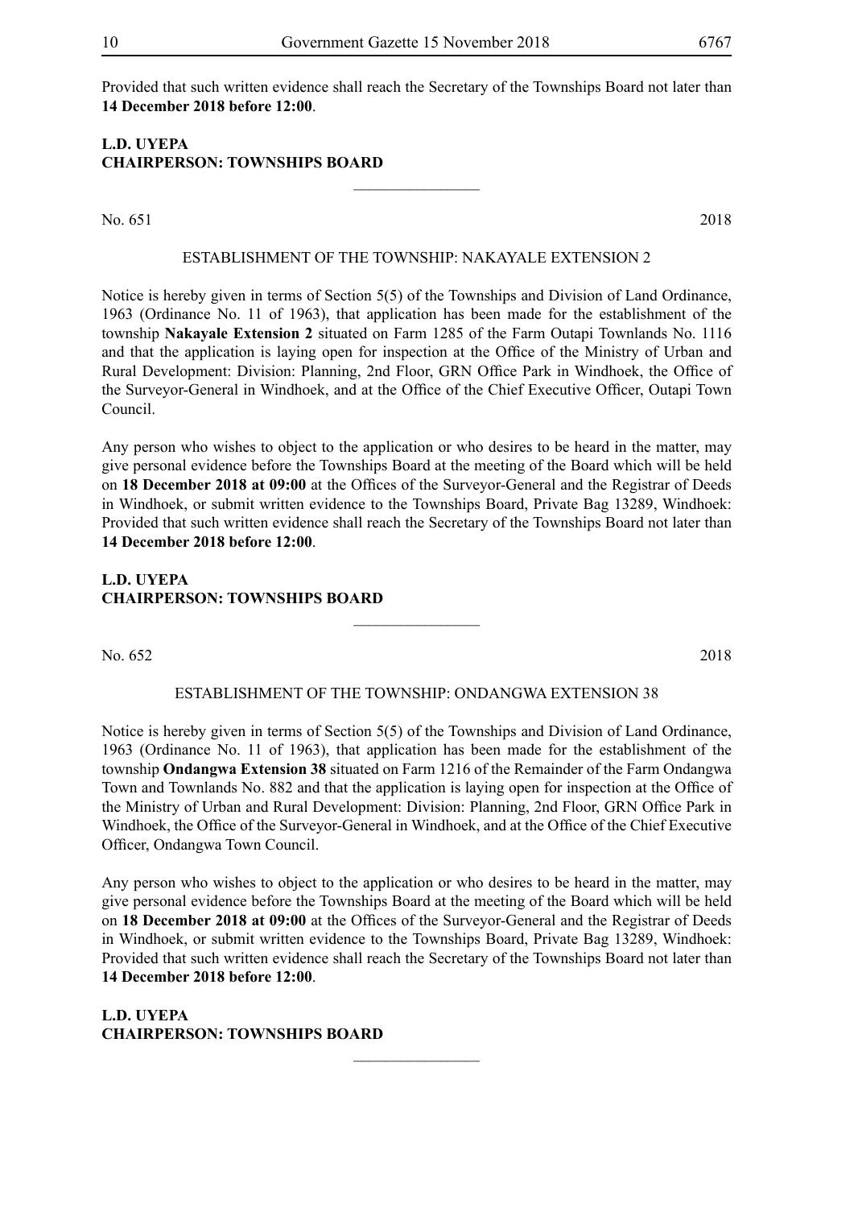Provided that such written evidence shall reach the Secretary of the Townships Board not later than **14 December 2018 before 12:00**.

**L.D. UYEPA**
**CHAIRPERSON: TOWNSHIPS BOARD**

---

No. 651 2018

ESTABLISHMENT OF THE TOWNSHIP: NAKAYALE EXTENSION 2

Notice is hereby given in terms of Section 5(5) of the Townships and Division of Land Ordinance, 1963 (Ordinance No. 11 of 1963), that application has been made for the establishment of the township **Nakayale Extension 2** situated on Farm 1285 of the Farm Outapi Townlands No. 1116 and that the application is laying open for inspection at the Office of the Ministry of Urban and Rural Development: Division: Planning, 2nd Floor, GRN Office Park in Windhoek, the Office of the Surveyor-General in Windhoek, and at the Office of the Chief Executive Officer, Outapi Town Council.

Any person who wishes to object to the application or who desires to be heard in the matter, may give personal evidence before the Townships Board at the meeting of the Board which will be held on **18 December 2018 at 09:00** at the Offices of the Surveyor-General and the Registrar of Deeds in Windhoek, or submit written evidence to the Townships Board, Private Bag 13289, Windhoek: Provided that such written evidence shall reach the Secretary of the Townships Board not later than **14 December 2018 before 12:00**.

**L.D. UYEPA**
**CHAIRPERSON: TOWNSHIPS BOARD**

---

No. 652 2018

ESTABLISHMENT OF THE TOWNSHIP: ONDANGWA EXTENSION 38

Notice is hereby given in terms of Section 5(5) of the Townships and Division of Land Ordinance, 1963 (Ordinance No. 11 of 1963), that application has been made for the establishment of the township **Ondangwa Extension 38** situated on Farm 1216 of the Remainder of the Farm Ondangwa Town and Townlands No. 882 and that the application is laying open for inspection at the Office of the Ministry of Urban and Rural Development: Division: Planning, 2nd Floor, GRN Office Park in Windhoek, the Office of the Surveyor-General in Windhoek, and at the Office of the Chief Executive Officer, Ondangwa Town Council.

Any person who wishes to object to the application or who desires to be heard in the matter, may give personal evidence before the Townships Board at the meeting of the Board which will be held on **18 December 2018 at 09:00** at the Offices of the Surveyor-General and the Registrar of Deeds in Windhoek, or submit written evidence to the Townships Board, Private Bag 13289, Windhoek: Provided that such written evidence shall reach the Secretary of the Townships Board not later than **14 December 2018 before 12:00**.

**L.D. UYEPA**
**CHAIRPERSON: TOWNSHIPS BOARD**

---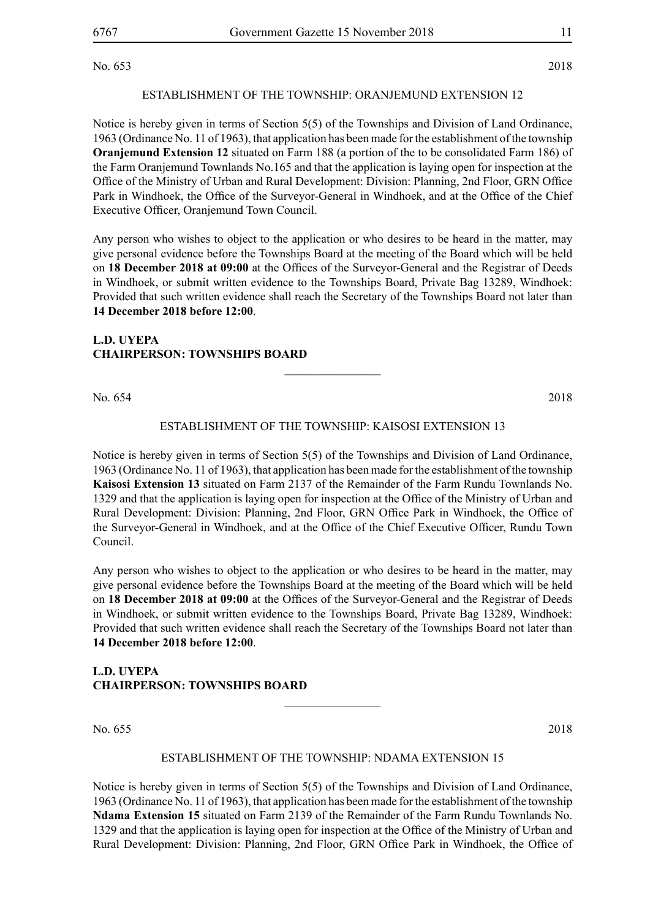No. 653 2018

ESTABLISHMENT OF THE TOWNSHIP: ORANJEMUND EXTENSION 12

Notice is hereby given in terms of Section 5(5) of the Townships and Division of Land Ordinance, 1963 (Ordinance No. 11 of 1963), that application has been made for the establishment of the township **Oranjemund Extension 12** situated on Farm 188 (a portion of the to be consolidated Farm 186) of the Farm Oranjemund Townlands No.165 and that the application is laying open for inspection at the Office of the Ministry of Urban and Rural Development: Division: Planning, 2nd Floor, GRN Office Park in Windhoek, the Office of the Surveyor-General in Windhoek, and at the Office of the Chief Executive Officer, Oranjemund Town Council.

Any person who wishes to object to the application or who desires to be heard in the matter, may give personal evidence before the Townships Board at the meeting of the Board which will be held on **18 December 2018 at 09:00** at the Offices of the Surveyor-General and the Registrar of Deeds in Windhoek, or submit written evidence to the Townships Board, Private Bag 13289, Windhoek: Provided that such written evidence shall reach the Secretary of the Townships Board not later than **14 December 2018 before 12:00**.

**L.D. UYEPA**
**CHAIRPERSON: TOWNSHIPS BOARD**

---

No. 654 2018

ESTABLISHMENT OF THE TOWNSHIP: KAISOSI EXTENSION 13

Notice is hereby given in terms of Section 5(5) of the Townships and Division of Land Ordinance, 1963 (Ordinance No. 11 of 1963), that application has been made for the establishment of the township **Kaisosi Extension 13** situated on Farm 2137 of the Remainder of the Farm Rundu Townlands No. 1329 and that the application is laying open for inspection at the Office of the Ministry of Urban and Rural Development: Division: Planning, 2nd Floor, GRN Office Park in Windhoek, the Office of the Surveyor-General in Windhoek, and at the Office of the Chief Executive Officer, Rundu Town Council.

Any person who wishes to object to the application or who desires to be heard in the matter, may give personal evidence before the Townships Board at the meeting of the Board which will be held on **18 December 2018 at 09:00** at the Offices of the Surveyor-General and the Registrar of Deeds in Windhoek, or submit written evidence to the Townships Board, Private Bag 13289, Windhoek: Provided that such written evidence shall reach the Secretary of the Townships Board not later than **14 December 2018 before 12:00**.

**L.D. UYEPA**
**CHAIRPERSON: TOWNSHIPS BOARD**

---

No. 655 2018

ESTABLISHMENT OF THE TOWNSHIP: NDAMA EXTENSION 15

Notice is hereby given in terms of Section 5(5) of the Townships and Division of Land Ordinance, 1963 (Ordinance No. 11 of 1963), that application has been made for the establishment of the township **Ndama Extension 15** situated on Farm 2139 of the Remainder of the Farm Rundu Townlands No. 1329 and that the application is laying open for inspection at the Office of the Ministry of Urban and Rural Development: Division: Planning, 2nd Floor, GRN Office Park in Windhoek, the Office of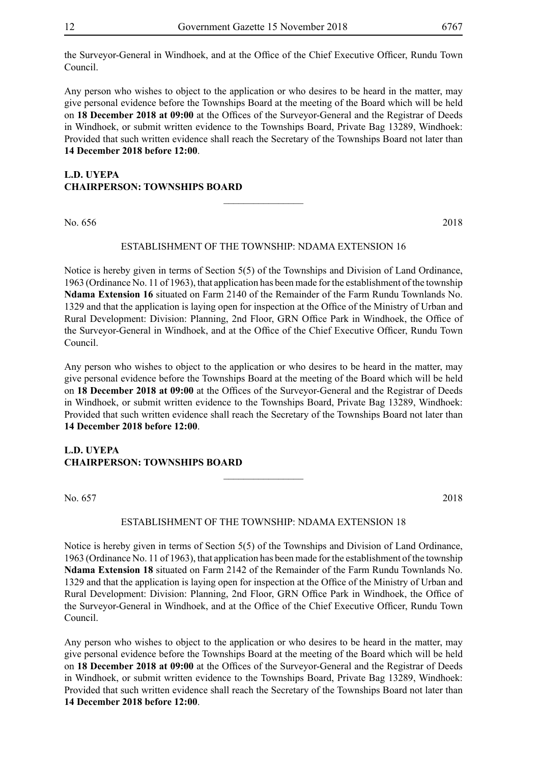the Surveyor-General in Windhoek, and at the Office of the Chief Executive Officer, Rundu Town Council.

Any person who wishes to object to the application or who desires to be heard in the matter, may give personal evidence before the Townships Board at the meeting of the Board which will be held on **18 December 2018 at 09:00** at the Offices of the Surveyor-General and the Registrar of Deeds in Windhoek, or submit written evidence to the Townships Board, Private Bag 13289, Windhoek: Provided that such written evidence shall reach the Secretary of the Townships Board not later than **14 December 2018 before 12:00**.

**L.D. UYEPA**
**CHAIRPERSON: TOWNSHIPS BOARD**

---

No. 656 2018

ESTABLISHMENT OF THE TOWNSHIP: NDAMA EXTENSION 16

Notice is hereby given in terms of Section 5(5) of the Townships and Division of Land Ordinance, 1963 (Ordinance No. 11 of 1963), that application has been made for the establishment of the township **Ndama Extension 16** situated on Farm 2140 of the Remainder of the Farm Rundu Townlands No. 1329 and that the application is laying open for inspection at the Office of the Ministry of Urban and Rural Development: Division: Planning, 2nd Floor, GRN Office Park in Windhoek, the Office of the Surveyor-General in Windhoek, and at the Office of the Chief Executive Officer, Rundu Town Council.

Any person who wishes to object to the application or who desires to be heard in the matter, may give personal evidence before the Townships Board at the meeting of the Board which will be held on **18 December 2018 at 09:00** at the Offices of the Surveyor-General and the Registrar of Deeds in Windhoek, or submit written evidence to the Townships Board, Private Bag 13289, Windhoek: Provided that such written evidence shall reach the Secretary of the Townships Board not later than **14 December 2018 before 12:00**.

**L.D. UYEPA**
**CHAIRPERSON: TOWNSHIPS BOARD**

---

No. 657 2018

ESTABLISHMENT OF THE TOWNSHIP: NDAMA EXTENSION 18

Notice is hereby given in terms of Section 5(5) of the Townships and Division of Land Ordinance, 1963 (Ordinance No. 11 of 1963), that application has been made for the establishment of the township **Ndama Extension 18** situated on Farm 2142 of the Remainder of the Farm Rundu Townlands No. 1329 and that the application is laying open for inspection at the Office of the Ministry of Urban and Rural Development: Division: Planning, 2nd Floor, GRN Office Park in Windhoek, the Office of the Surveyor-General in Windhoek, and at the Office of the Chief Executive Officer, Rundu Town Council.

Any person who wishes to object to the application or who desires to be heard in the matter, may give personal evidence before the Townships Board at the meeting of the Board which will be held on **18 December 2018 at 09:00** at the Offices of the Surveyor-General and the Registrar of Deeds in Windhoek, or submit written evidence to the Townships Board, Private Bag 13289, Windhoek: Provided that such written evidence shall reach the Secretary of the Townships Board not later than **14 December 2018 before 12:00**.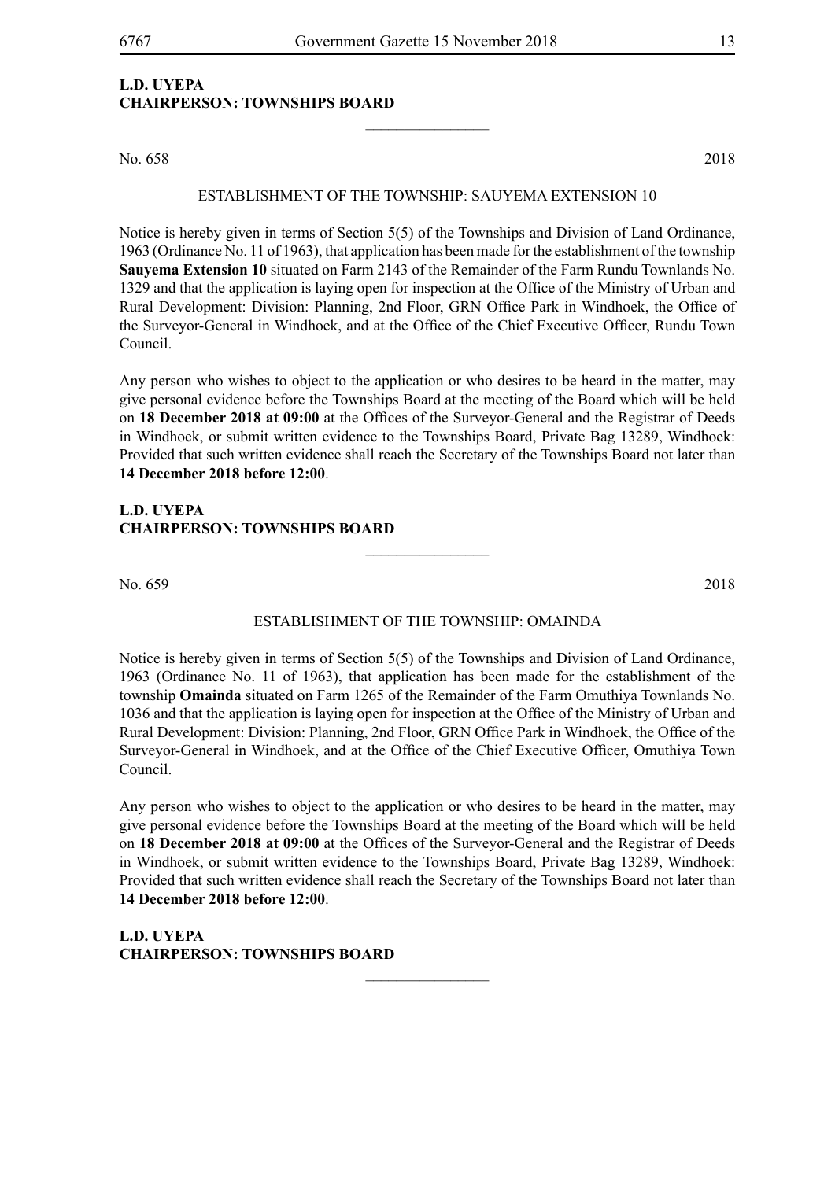**L.D. UYEPA**
**CHAIRPERSON: TOWNSHIPS BOARD**

---

No. 658 2018

ESTABLISHMENT OF THE TOWNSHIP: SAUYEMA EXTENSION 10

Notice is hereby given in terms of Section 5(5) of the Townships and Division of Land Ordinance, 1963 (Ordinance No. 11 of 1963), that application has been made for the establishment of the township **Sauyema Extension 10** situated on Farm 2143 of the Remainder of the Farm Rundu Townlands No. 1329 and that the application is laying open for inspection at the Office of the Ministry of Urban and Rural Development: Division: Planning, 2nd Floor, GRN Office Park in Windhoek, the Office of the Surveyor-General in Windhoek, and at the Office of the Chief Executive Officer, Rundu Town Council.

Any person who wishes to object to the application or who desires to be heard in the matter, may give personal evidence before the Townships Board at the meeting of the Board which will be held on **18 December 2018 at 09:00** at the Offices of the Surveyor-General and the Registrar of Deeds in Windhoek, or submit written evidence to the Townships Board, Private Bag 13289, Windhoek: Provided that such written evidence shall reach the Secretary of the Townships Board not later than **14 December 2018 before 12:00**.

**L.D. UYEPA**
**CHAIRPERSON: TOWNSHIPS BOARD**

---

No. 659 2018

ESTABLISHMENT OF THE TOWNSHIP: OMAINDA

Notice is hereby given in terms of Section 5(5) of the Townships and Division of Land Ordinance, 1963 (Ordinance No. 11 of 1963), that application has been made for the establishment of the township **Omainda** situated on Farm 1265 of the Remainder of the Farm Omuthiya Townlands No. 1036 and that the application is laying open for inspection at the Office of the Ministry of Urban and Rural Development: Division: Planning, 2nd Floor, GRN Office Park in Windhoek, the Office of the Surveyor-General in Windhoek, and at the Office of the Chief Executive Officer, Omuthiya Town Council.

Any person who wishes to object to the application or who desires to be heard in the matter, may give personal evidence before the Townships Board at the meeting of the Board which will be held on **18 December 2018 at 09:00** at the Offices of the Surveyor-General and the Registrar of Deeds in Windhoek, or submit written evidence to the Townships Board, Private Bag 13289, Windhoek: Provided that such written evidence shall reach the Secretary of the Townships Board not later than **14 December 2018 before 12:00**.

**L.D. UYEPA**
**CHAIRPERSON: TOWNSHIPS BOARD**

---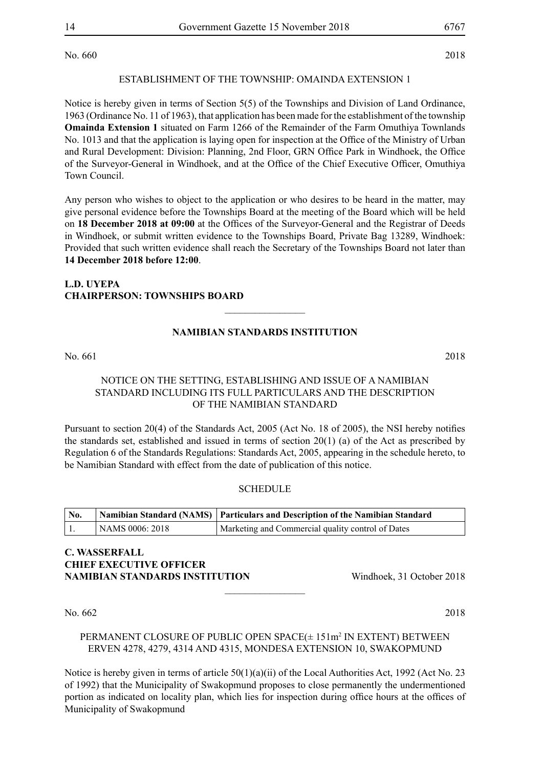No. 660 2018

ESTABLISHMENT OF THE TOWNSHIP: OMAINDA EXTENSION 1

Notice is hereby given in terms of Section 5(5) of the Townships and Division of Land Ordinance, 1963 (Ordinance No. 11 of 1963), that application has been made for the establishment of the township **Omainda Extension 1** situated on Farm 1266 of the Remainder of the Farm Omuthiya Townlands No. 1013 and that the application is laying open for inspection at the Office of the Ministry of Urban and Rural Development: Division: Planning, 2nd Floor, GRN Office Park in Windhoek, the Office of the Surveyor-General in Windhoek, and at the Office of the Chief Executive Officer, Omuthiya Town Council.

Any person who wishes to object to the application or who desires to be heard in the matter, may give personal evidence before the Townships Board at the meeting of the Board which will be held on **18 December 2018 at 09:00** at the Offices of the Surveyor-General and the Registrar of Deeds in Windhoek, or submit written evidence to the Townships Board, Private Bag 13289, Windhoek: Provided that such written evidence shall reach the Secretary of the Townships Board not later than **14 December 2018 before 12:00**.

**L.D. UYEPA**
**CHAIRPERSON: TOWNSHIPS BOARD**

---

**NAMIBIAN STANDARDS INSTITUTION**

No. 661 2018

NOTICE ON THE SETTING, ESTABLISHING AND ISSUE OF A NAMIBIAN STANDARD INCLUDING ITS FULL PARTICULARS AND THE DESCRIPTION OF THE NAMIBIAN STANDARD

Pursuant to section 20(4) of the Standards Act, 2005 (Act No. 18 of 2005), the NSI hereby notifies the standards set, established and issued in terms of section 20(1) (a) of the Act as prescribed by Regulation 6 of the Standards Regulations: Standards Act, 2005, appearing in the schedule hereto, to be Namibian Standard with effect from the date of publication of this notice.

SCHEDULE

| No. | Namibian Standard (NAMS) | Particulars and Description of the Namibian Standard |
|---|---|---|
| 1. | NAMS 0006: 2018 | Marketing and Commercial quality control of Dates |

**C. WASSERFALL**
**CHIEF EXECUTIVE OFFICER**
**NAMIBIAN STANDARDS INSTITUTION** Windhoek, 31 October 2018

---

No. 662 2018

PERMANENT CLOSURE OF PUBLIC OPEN SPACE(± 151m$^2$ IN EXTENT) BETWEEN ERVEN 4278, 4279, 4314 AND 4315, MONDESA EXTENSION 10, SWAKOPMUND

Notice is hereby given in terms of article 50(1)(a)(ii) of the Local Authorities Act, 1992 (Act No. 23 of 1992) that the Municipality of Swakopmund proposes to close permanently the undermentioned portion as indicated on locality plan, which lies for inspection during office hours at the offices of Municipality of Swakopmund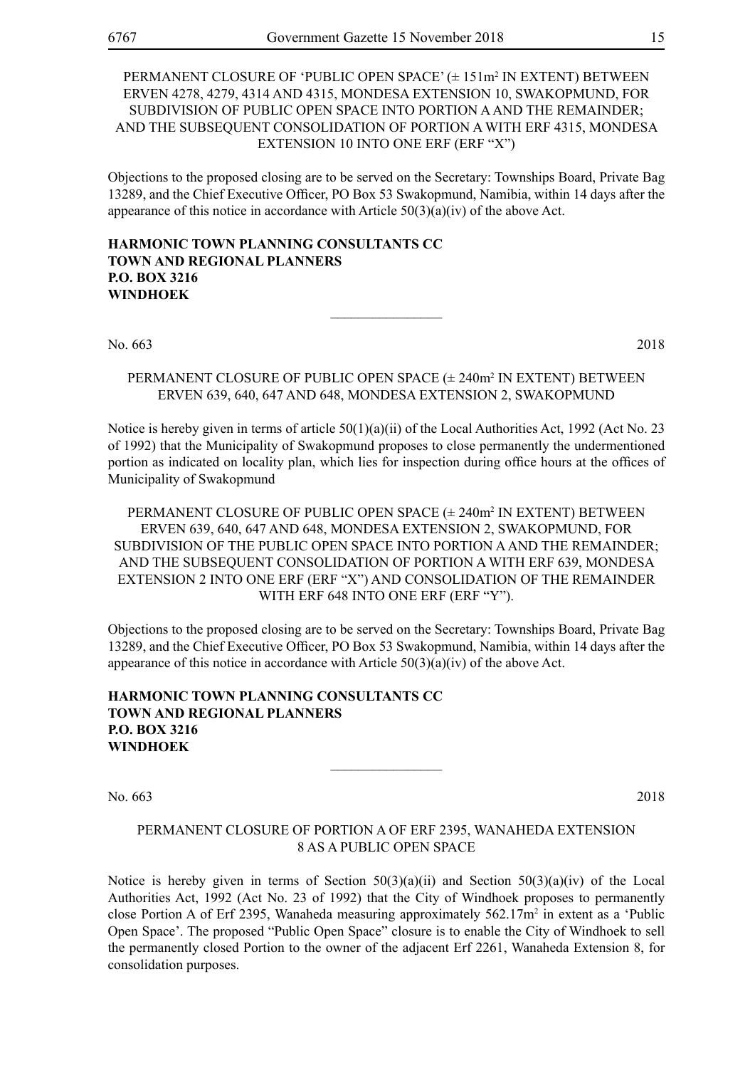PERMANENT CLOSURE OF 'PUBLIC OPEN SPACE' (± 151m² IN EXTENT) BETWEEN ERVEN 4278, 4279, 4314 AND 4315, MONDESA EXTENSION 10, SWAKOPMUND, FOR SUBDIVISION OF PUBLIC OPEN SPACE INTO PORTION A AND THE REMAINDER; AND THE SUBSEQUENT CONSOLIDATION OF PORTION A WITH ERF 4315, MONDESA EXTENSION 10 INTO ONE ERF (ERF "X")

Objections to the proposed closing are to be served on the Secretary: Townships Board, Private Bag 13289, and the Chief Executive Officer, PO Box 53 Swakopmund, Namibia, within 14 days after the appearance of this notice in accordance with Article 50(3)(a)(iv) of the above Act.

**HARMONIC TOWN PLANNING CONSULTANTS CC**
**TOWN AND REGIONAL PLANNERS**
**P.O. BOX 3216**
**WINDHOEK**

---

No. 663 2018

PERMANENT CLOSURE OF PUBLIC OPEN SPACE (± 240m² IN EXTENT) BETWEEN ERVEN 639, 640, 647 AND 648, MONDESA EXTENSION 2, SWAKOPMUND

Notice is hereby given in terms of article 50(1)(a)(ii) of the Local Authorities Act, 1992 (Act No. 23 of 1992) that the Municipality of Swakopmund proposes to close permanently the undermentioned portion as indicated on locality plan, which lies for inspection during office hours at the offices of Municipality of Swakopmund

PERMANENT CLOSURE OF PUBLIC OPEN SPACE (± 240m² IN EXTENT) BETWEEN ERVEN 639, 640, 647 AND 648, MONDESA EXTENSION 2, SWAKOPMUND, FOR SUBDIVISION OF THE PUBLIC OPEN SPACE INTO PORTION A AND THE REMAINDER; AND THE SUBSEQUENT CONSOLIDATION OF PORTION A WITH ERF 639, MONDESA EXTENSION 2 INTO ONE ERF (ERF "X") AND CONSOLIDATION OF THE REMAINDER WITH ERF 648 INTO ONE ERF (ERF "Y").

Objections to the proposed closing are to be served on the Secretary: Townships Board, Private Bag 13289, and the Chief Executive Officer, PO Box 53 Swakopmund, Namibia, within 14 days after the appearance of this notice in accordance with Article 50(3)(a)(iv) of the above Act.

**HARMONIC TOWN PLANNING CONSULTANTS CC**
**TOWN AND REGIONAL PLANNERS**
**P.O. BOX 3216**
**WINDHOEK**

---

No. 663 2018

PERMANENT CLOSURE OF PORTION A OF ERF 2395, WANAHEDA EXTENSION 8 AS A PUBLIC OPEN SPACE

Notice is hereby given in terms of Section 50(3)(a)(ii) and Section 50(3)(a)(iv) of the Local Authorities Act, 1992 (Act No. 23 of 1992) that the City of Windhoek proposes to permanently close Portion A of Erf 2395, Wanaheda measuring approximately 562.17m² in extent as a 'Public Open Space'. The proposed "Public Open Space" closure is to enable the City of Windhoek to sell the permanently closed Portion to the owner of the adjacent Erf 2261, Wanaheda Extension 8, for consolidation purposes.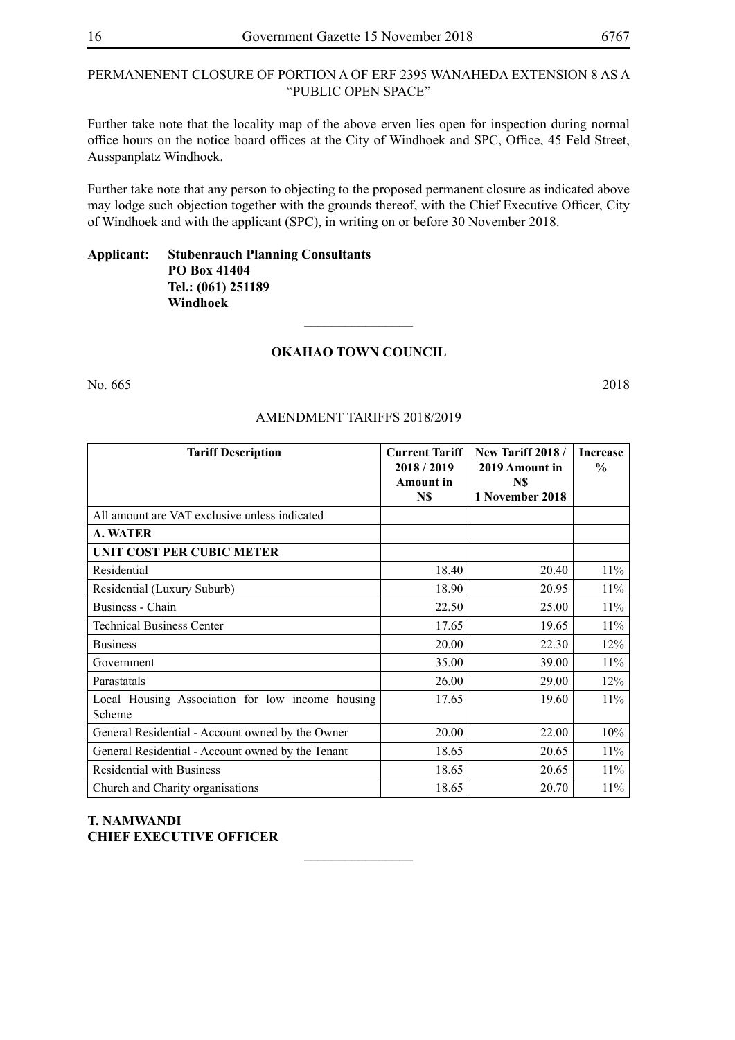PERMANENENT CLOSURE OF PORTION A OF ERF 2395 WANAHEDA EXTENSION 8 AS A "PUBLIC OPEN SPACE"

Further take note that the locality map of the above erven lies open for inspection during normal office hours on the notice board offices at the City of Windhoek and SPC, Office, 45 Feld Street, Ausspanplatz Windhoek.

Further take note that any person to objecting to the proposed permanent closure as indicated above may lodge such objection together with the grounds thereof, with the Chief Executive Officer, City of Windhoek and with the applicant (SPC), in writing on or before 30 November 2018.

**Applicant: Stubenrauch Planning Consultants**
**PO Box 41404**
**Tel.: (061) 251189**
**Windhoek**

________________

## OKAHAO TOWN COUNCIL

No. 665 2018

AMENDMENT TARIFFS 2018/2019

| Tariff Description | Current Tariff 2018 / 2019 Amount in N$ | New Tariff 2018 / 2019 Amount in N$ 1 November 2018 | Increase % |
|---|---|---|---|
| All amount are VAT exclusive unless indicated | | | |
| **A. WATER** | | | |
| **UNIT COST PER CUBIC METER** | | | |
| Residential | 18.40 | 20.40 | 11% |
| Residential (Luxury Suburb) | 18.90 | 20.95 | 11% |
| Business - Chain | 22.50 | 25.00 | 11% |
| Technical Business Center | 17.65 | 19.65 | 11% |
| Business | 20.00 | 22.30 | 12% |
| Government | 35.00 | 39.00 | 11% |
| Parastatals | 26.00 | 29.00 | 12% |
| Local Housing Association for low income housing Scheme | 17.65 | 19.60 | 11% |
| General Residential - Account owned by the Owner | 20.00 | 22.00 | 10% |
| General Residential - Account owned by the Tenant | 18.65 | 20.65 | 11% |
| Residential with Business | 18.65 | 20.65 | 11% |
| Church and Charity organisations | 18.65 | 20.70 | 11% |

**T. NAMWANDI**
**CHIEF EXECUTIVE OFFICER**

________________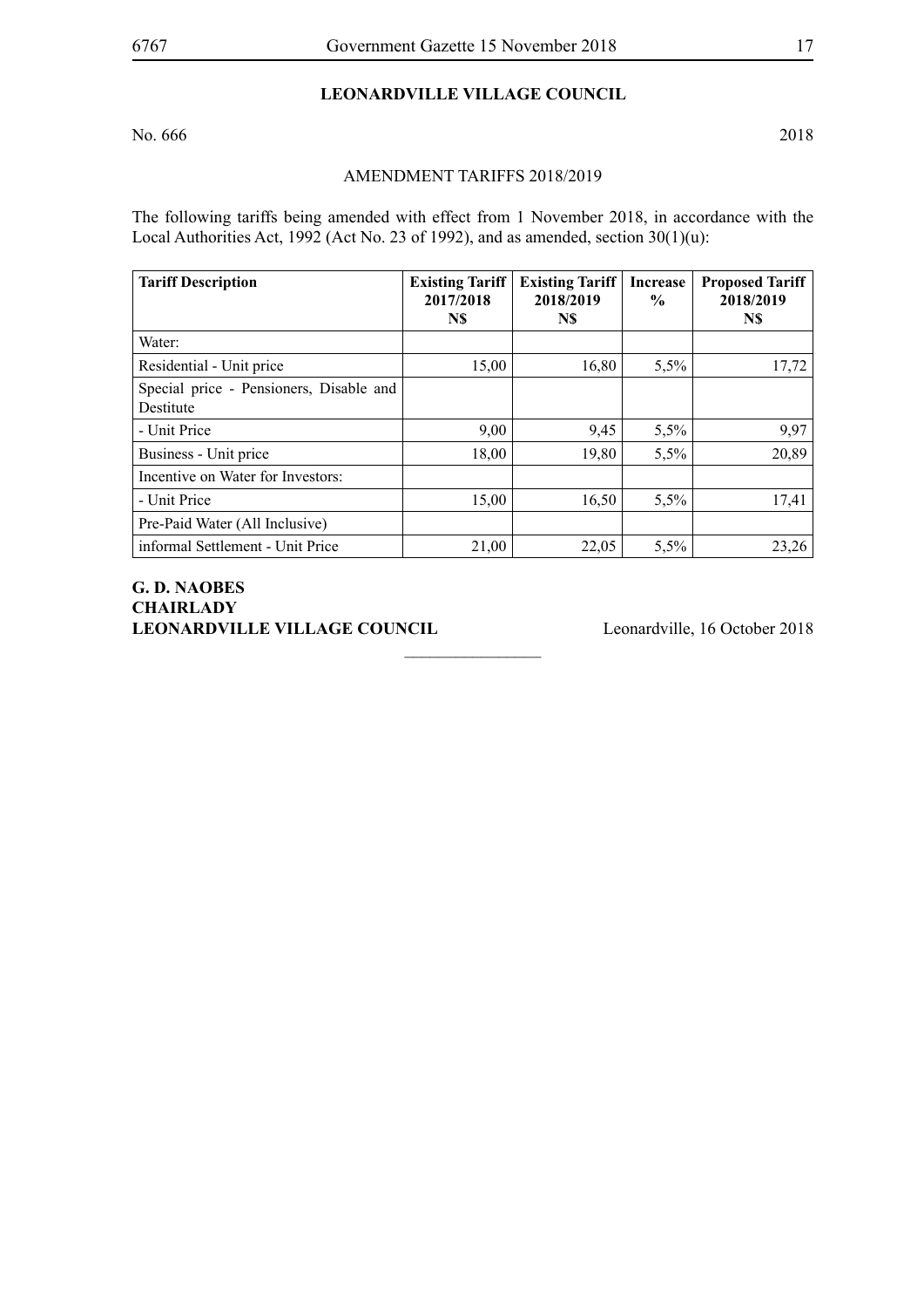## LEONARDVILLE VILLAGE COUNCIL

No. 666 2018

AMENDMENT TARIFFS 2018/2019

The following tariffs being amended with effect from 1 November 2018, in accordance with the Local Authorities Act, 1992 (Act No. 23 of 1992), and as amended, section 30(1)(u):

| Tariff Description | Existing Tariff 2017/2018 N$ | Existing Tariff 2018/2019 N$ | Increase % | Proposed Tariff 2018/2019 N$ |
|---|---|---|---|---|
| Water: | | | | |
| Residential - Unit price | 15,00 | 16,80 | 5,5% | 17,72 |
| Special price - Pensioners, Disable and Destitute | | | | |
| - Unit Price | 9,00 | 9,45 | 5,5% | 9,97 |
| Business - Unit price | 18,00 | 19,80 | 5,5% | 20,89 |
| Incentive on Water for Investors: | | | | |
| - Unit Price | 15,00 | 16,50 | 5,5% | 17,41 |
| Pre-Paid Water (All Inclusive) | | | | |
| informal Settlement - Unit Price | 21,00 | 22,05 | 5,5% | 23,26 |

**G. D. NAOBES**
**CHAIRLADY**
**LEONARDVILLE VILLAGE COUNCIL** Leonardville, 16 October 2018